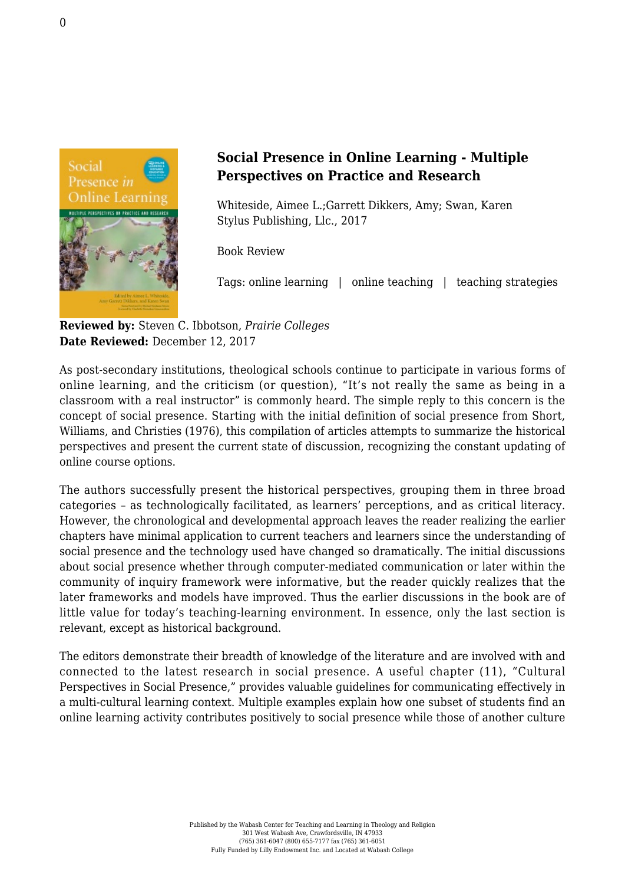### Social Presence in Online Learning - Multiple Perspectives on Practice and Research

Whiteside, Aimee L.;Garrett Dikkers, Amy; Swan, Karen
Stylus Publishing, Llc., 2017

Book Review

Tags: online learning | online teaching | teaching strategies

**Reviewed by:** Steven C. Ibbotson, *Prairie Colleges*
**Date Reviewed:** December 12, 2017

As post-secondary institutions, theological schools continue to participate in various forms of online learning, and the criticism (or question), "It's not really the same as being in a classroom with a real instructor" is commonly heard. The simple reply to this concern is the concept of social presence. Starting with the initial definition of social presence from Short, Williams, and Christies (1976), this compilation of articles attempts to summarize the historical perspectives and present the current state of discussion, recognizing the constant updating of online course options.

The authors successfully present the historical perspectives, grouping them in three broad categories – as technologically facilitated, as learners' perceptions, and as critical literacy. However, the chronological and developmental approach leaves the reader realizing the earlier chapters have minimal application to current teachers and learners since the understanding of social presence and the technology used have changed so dramatically. The initial discussions about social presence whether through computer-mediated communication or later within the community of inquiry framework were informative, but the reader quickly realizes that the later frameworks and models have improved. Thus the earlier discussions in the book are of little value for today's teaching-learning environment. In essence, only the last section is relevant, except as historical background.

The editors demonstrate their breadth of knowledge of the literature and are involved with and connected to the latest research in social presence. A useful chapter (11), "Cultural Perspectives in Social Presence," provides valuable guidelines for communicating effectively in a multi-cultural learning context. Multiple examples explain how one subset of students find an online learning activity contributes positively to social presence while those of another culture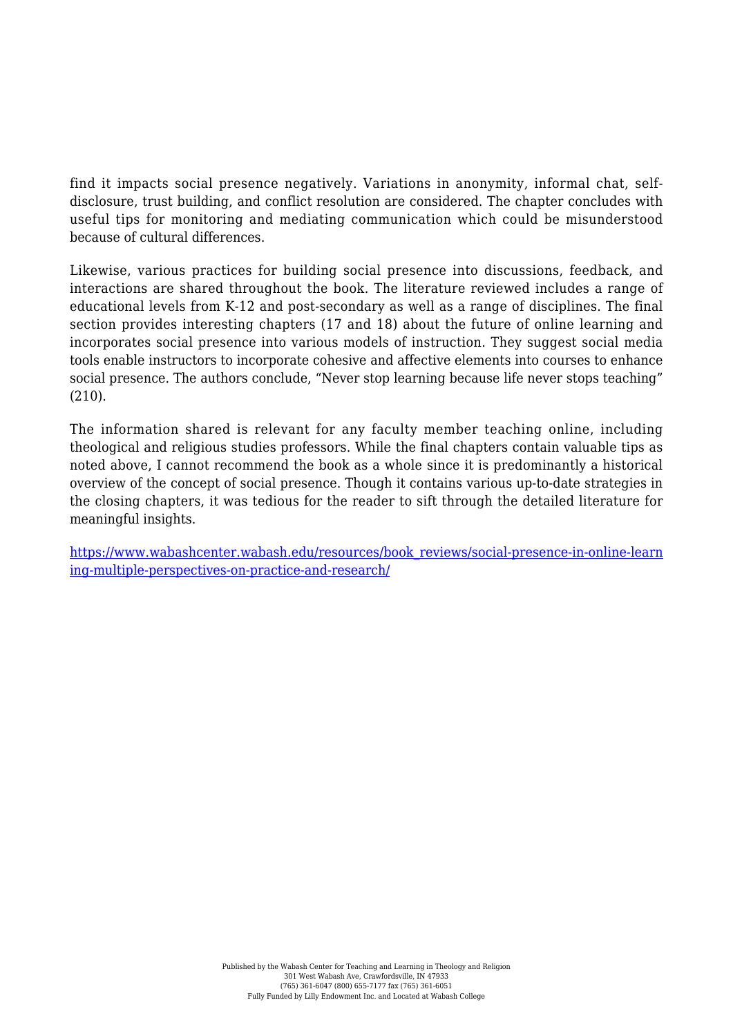find it impacts social presence negatively. Variations in anonymity, informal chat, self-disclosure, trust building, and conflict resolution are considered. The chapter concludes with useful tips for monitoring and mediating communication which could be misunderstood because of cultural differences.

Likewise, various practices for building social presence into discussions, feedback, and interactions are shared throughout the book. The literature reviewed includes a range of educational levels from K-12 and post-secondary as well as a range of disciplines. The final section provides interesting chapters (17 and 18) about the future of online learning and incorporates social presence into various models of instruction. They suggest social media tools enable instructors to incorporate cohesive and affective elements into courses to enhance social presence. The authors conclude, "Never stop learning because life never stops teaching" (210).

The information shared is relevant for any faculty member teaching online, including theological and religious studies professors. While the final chapters contain valuable tips as noted above, I cannot recommend the book as a whole since it is predominantly a historical overview of the concept of social presence. Though it contains various up-to-date strategies in the closing chapters, it was tedious for the reader to sift through the detailed literature for meaningful insights.

[https://www.wabashcenter.wabash.edu/resources/book_reviews/social-presence-in-online-learning-multiple-perspectives-on-practice-and-research/](https://www.wabashcenter.wabash.edu/resources/book_reviews/social-presence-in-online-learning-multiple-perspectives-on-practice-and-research/)